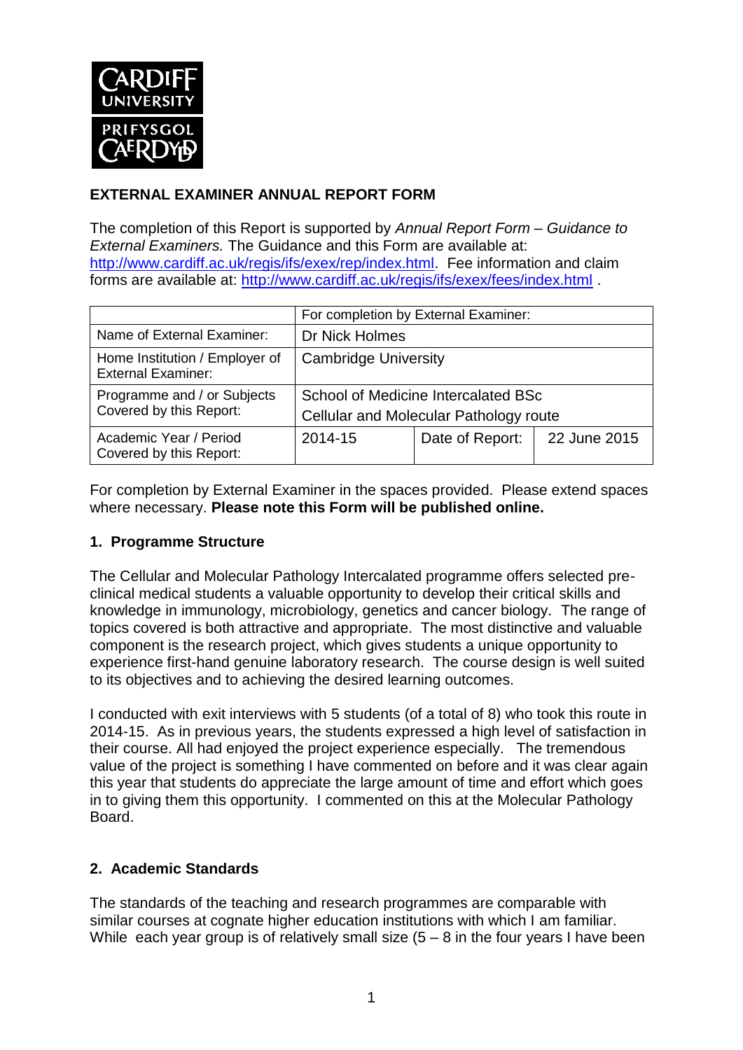**CARDIFF UNIVERSITY PRIFYSGOL CAERDYD**

## EXTERNAL EXAMINER ANNUAL REPORT FORM

The completion of this Report is supported by *Annual Report Form – Guidance to External Examiners.* The Guidance and this Form are available at: http://www.cardiff.ac.uk/regis/ifs/exex/rep/index.html. Fee information and claim forms are available at: http://www.cardiff.ac.uk/regis/ifs/exex/fees/index.html .

| | For completion by External Examiner: | | |
|---|---|---|---|
| Name of External Examiner: | Dr Nick Holmes | | |
| Home Institution / Employer of External Examiner: | Cambridge University | | |
| Programme and / or Subjects Covered by this Report: | School of Medicine Intercalated BSc Cellular and Molecular Pathology route | | |
| Academic Year / Period Covered by this Report: | 2014-15 | Date of Report: | 22 June 2015 |

For completion by External Examiner in the spaces provided. Please extend spaces where necessary. **Please note this Form will be published online.**

### 1. Programme Structure

The Cellular and Molecular Pathology Intercalated programme offers selected pre-clinical medical students a valuable opportunity to develop their critical skills and knowledge in immunology, microbiology, genetics and cancer biology. The range of topics covered is both attractive and appropriate. The most distinctive and valuable component is the research project, which gives students a unique opportunity to experience first-hand genuine laboratory research. The course design is well suited to its objectives and to achieving the desired learning outcomes.

I conducted with exit interviews with 5 students (of a total of 8) who took this route in 2014-15. As in previous years, the students expressed a high level of satisfaction in their course. All had enjoyed the project experience especially. The tremendous value of the project is something I have commented on before and it was clear again this year that students do appreciate the large amount of time and effort which goes in to giving them this opportunity. I commented on this at the Molecular Pathology Board.

### 2. Academic Standards

The standards of the teaching and research programmes are comparable with similar courses at cognate higher education institutions with which I am familiar. While each year group is of relatively small size (5 – 8 in the four years I have been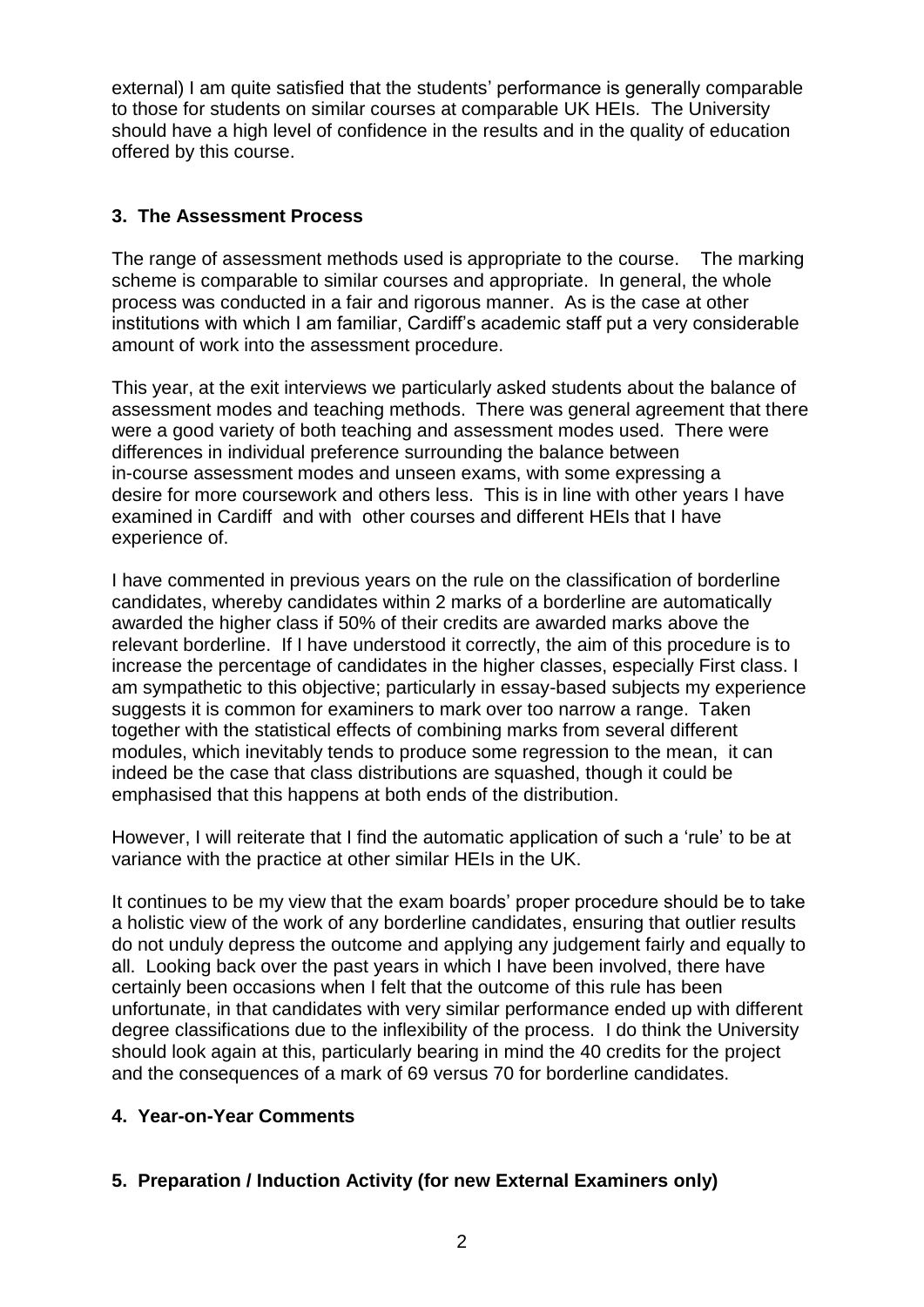external) I am quite satisfied that the students' performance is generally comparable to those for students on similar courses at comparable UK HEIs. The University should have a high level of confidence in the results and in the quality of education offered by this course.

## 3. The Assessment Process

The range of assessment methods used is appropriate to the course. The marking scheme is comparable to similar courses and appropriate. In general, the whole process was conducted in a fair and rigorous manner. As is the case at other institutions with which I am familiar, Cardiff's academic staff put a very considerable amount of work into the assessment procedure.

This year, at the exit interviews we particularly asked students about the balance of assessment modes and teaching methods. There was general agreement that there were a good variety of both teaching and assessment modes used. There were differences in individual preference surrounding the balance between in-course assessment modes and unseen exams, with some expressing a desire for more coursework and others less. This is in line with other years I have examined in Cardiff and with other courses and different HEIs that I have experience of.

I have commented in previous years on the rule on the classification of borderline candidates, whereby candidates within 2 marks of a borderline are automatically awarded the higher class if 50% of their credits are awarded marks above the relevant borderline. If I have understood it correctly, the aim of this procedure is to increase the percentage of candidates in the higher classes, especially First class. I am sympathetic to this objective; particularly in essay-based subjects my experience suggests it is common for examiners to mark over too narrow a range. Taken together with the statistical effects of combining marks from several different modules, which inevitably tends to produce some regression to the mean, it can indeed be the case that class distributions are squashed, though it could be emphasised that this happens at both ends of the distribution.

However, I will reiterate that I find the automatic application of such a 'rule' to be at variance with the practice at other similar HEIs in the UK.

It continues to be my view that the exam boards' proper procedure should be to take a holistic view of the work of any borderline candidates, ensuring that outlier results do not unduly depress the outcome and applying any judgement fairly and equally to all. Looking back over the past years in which I have been involved, there have certainly been occasions when I felt that the outcome of this rule has been unfortunate, in that candidates with very similar performance ended up with different degree classifications due to the inflexibility of the process. I do think the University should look again at this, particularly bearing in mind the 40 credits for the project and the consequences of a mark of 69 versus 70 for borderline candidates.

## 4. Year-on-Year Comments

## 5. Preparation / Induction Activity (for new External Examiners only)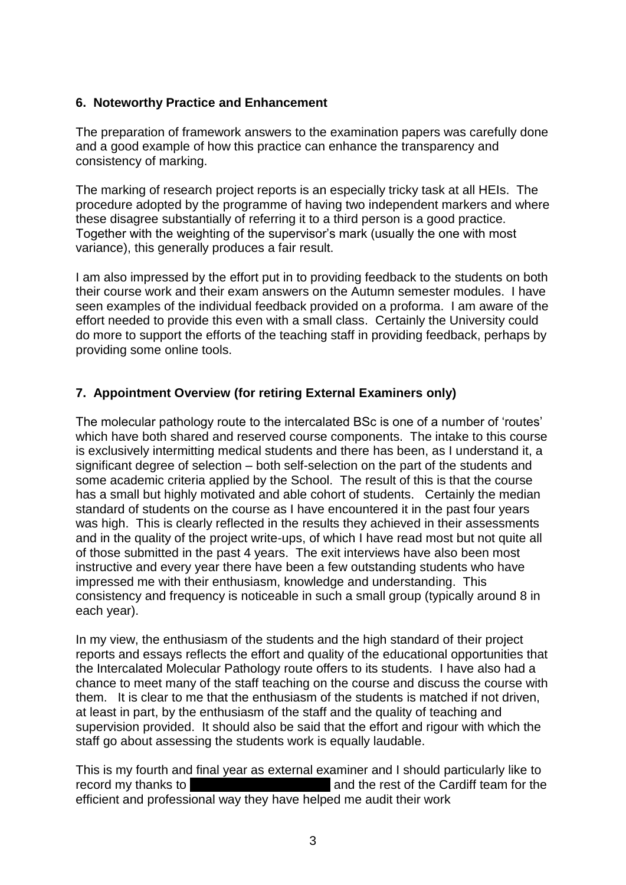## 6. Noteworthy Practice and Enhancement

The preparation of framework answers to the examination papers was carefully done and a good example of how this practice can enhance the transparency and consistency of marking.

The marking of research project reports is an especially tricky task at all HEIs. The procedure adopted by the programme of having two independent markers and where these disagree substantially of referring it to a third person is a good practice. Together with the weighting of the supervisor's mark (usually the one with most variance), this generally produces a fair result.

I am also impressed by the effort put in to providing feedback to the students on both their course work and their exam answers on the Autumn semester modules. I have seen examples of the individual feedback provided on a proforma. I am aware of the effort needed to provide this even with a small class. Certainly the University could do more to support the efforts of the teaching staff in providing feedback, perhaps by providing some online tools.

## 7. Appointment Overview (for retiring External Examiners only)

The molecular pathology route to the intercalated BSc is one of a number of 'routes' which have both shared and reserved course components. The intake to this course is exclusively intermitting medical students and there has been, as I understand it, a significant degree of selection – both self-selection on the part of the students and some academic criteria applied by the School. The result of this is that the course has a small but highly motivated and able cohort of students. Certainly the median standard of students on the course as I have encountered it in the past four years was high. This is clearly reflected in the results they achieved in their assessments and in the quality of the project write-ups, of which I have read most but not quite all of those submitted in the past 4 years. The exit interviews have also been most instructive and every year there have been a few outstanding students who have impressed me with their enthusiasm, knowledge and understanding. This consistency and frequency is noticeable in such a small group (typically around 8 in each year).

In my view, the enthusiasm of the students and the high standard of their project reports and essays reflects the effort and quality of the educational opportunities that the Intercalated Molecular Pathology route offers to its students. I have also had a chance to meet many of the staff teaching on the course and discuss the course with them. It is clear to me that the enthusiasm of the students is matched if not driven, at least in part, by the enthusiasm of the staff and the quality of teaching and supervision provided. It should also be said that the effort and rigour with which the staff go about assessing the students work is equally laudable.

This is my fourth and final year as external examiner and I should particularly like to record my thanks to [REDACTED] and the rest of the Cardiff team for the efficient and professional way they have helped me audit their work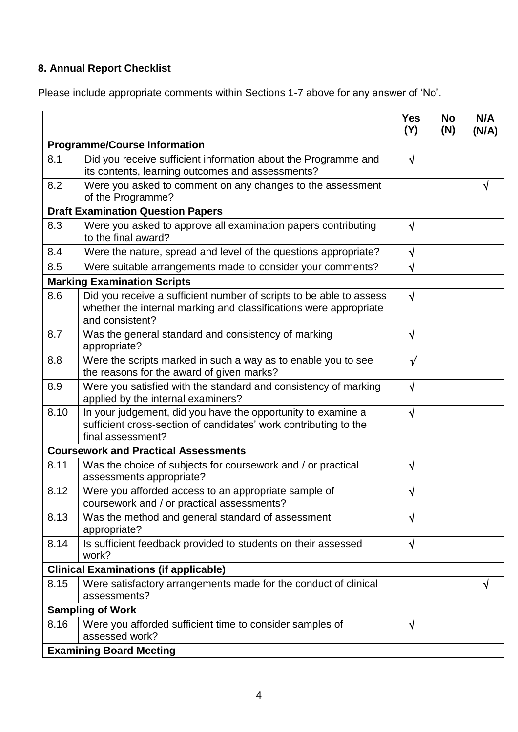## 8. Annual Report Checklist

Please include appropriate comments within Sections 1-7 above for any answer of 'No'.

| | | Yes (Y) | No (N) | N/A (N/A) |
|---|---|---|---|---|
| **Programme/Course Information** | | | | |
| 8.1 | Did you receive sufficient information about the Programme and its contents, learning outcomes and assessments? | √ | | |
| 8.2 | Were you asked to comment on any changes to the assessment of the Programme? | | | √ |
| **Draft Examination Question Papers** | | | | |
| 8.3 | Were you asked to approve all examination papers contributing to the final award? | √ | | |
| 8.4 | Were the nature, spread and level of the questions appropriate? | √ | | |
| 8.5 | Were suitable arrangements made to consider your comments? | √ | | |
| **Marking Examination Scripts** | | | | |
| 8.6 | Did you receive a sufficient number of scripts to be able to assess whether the internal marking and classifications were appropriate and consistent? | √ | | |
| 8.7 | Was the general standard and consistency of marking appropriate? | √ | | |
| 8.8 | Were the scripts marked in such a way as to enable you to see the reasons for the award of given marks? | √ | | |
| 8.9 | Were you satisfied with the standard and consistency of marking applied by the internal examiners? | √ | | |
| 8.10 | In your judgement, did you have the opportunity to examine a sufficient cross-section of candidates' work contributing to the final assessment? | √ | | |
| **Coursework and Practical Assessments** | | | | |
| 8.11 | Was the choice of subjects for coursework and / or practical assessments appropriate? | √ | | |
| 8.12 | Were you afforded access to an appropriate sample of coursework and / or practical assessments? | √ | | |
| 8.13 | Was the method and general standard of assessment appropriate? | √ | | |
| 8.14 | Is sufficient feedback provided to students on their assessed work? | √ | | |
| **Clinical Examinations (if applicable)** | | | | |
| 8.15 | Were satisfactory arrangements made for the conduct of clinical assessments? | | | √ |
| **Sampling of Work** | | | | |
| 8.16 | Were you afforded sufficient time to consider samples of assessed work? | √ | | |
| **Examining Board Meeting** | | | | |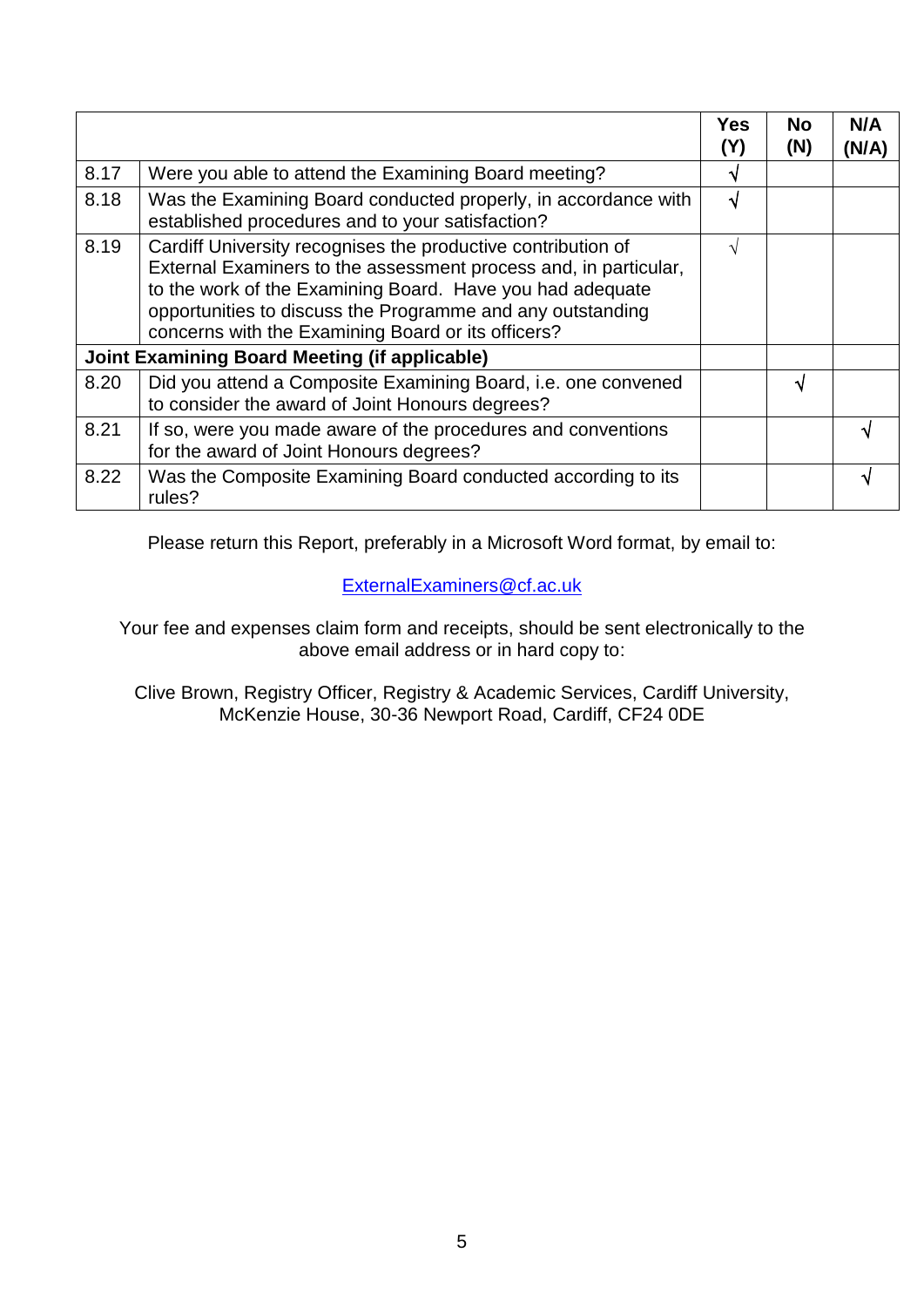| | | Yes (Y) | No (N) | N/A (N/A) |
|---|---|---|---|---|
| 8.17 | Were you able to attend the Examining Board meeting? | √ | | |
| 8.18 | Was the Examining Board conducted properly, in accordance with established procedures and to your satisfaction? | √ | | |
| 8.19 | Cardiff University recognises the productive contribution of External Examiners to the assessment process and, in particular, to the work of the Examining Board. Have you had adequate opportunities to discuss the Programme and any outstanding concerns with the Examining Board or its officers? | √ | | |
| **Joint Examining Board Meeting (if applicable)** | | | | |
| 8.20 | Did you attend a Composite Examining Board, i.e. one convened to consider the award of Joint Honours degrees? | | √ | |
| 8.21 | If so, were you made aware of the procedures and conventions for the award of Joint Honours degrees? | | | √ |
| 8.22 | Was the Composite Examining Board conducted according to its rules? | | | √ |

Please return this Report, preferably in a Microsoft Word format, by email to:

ExternalExaminers@cf.ac.uk

Your fee and expenses claim form and receipts, should be sent electronically to the above email address or in hard copy to:

Clive Brown, Registry Officer, Registry & Academic Services, Cardiff University, McKenzie House, 30-36 Newport Road, Cardiff, CF24 0DE